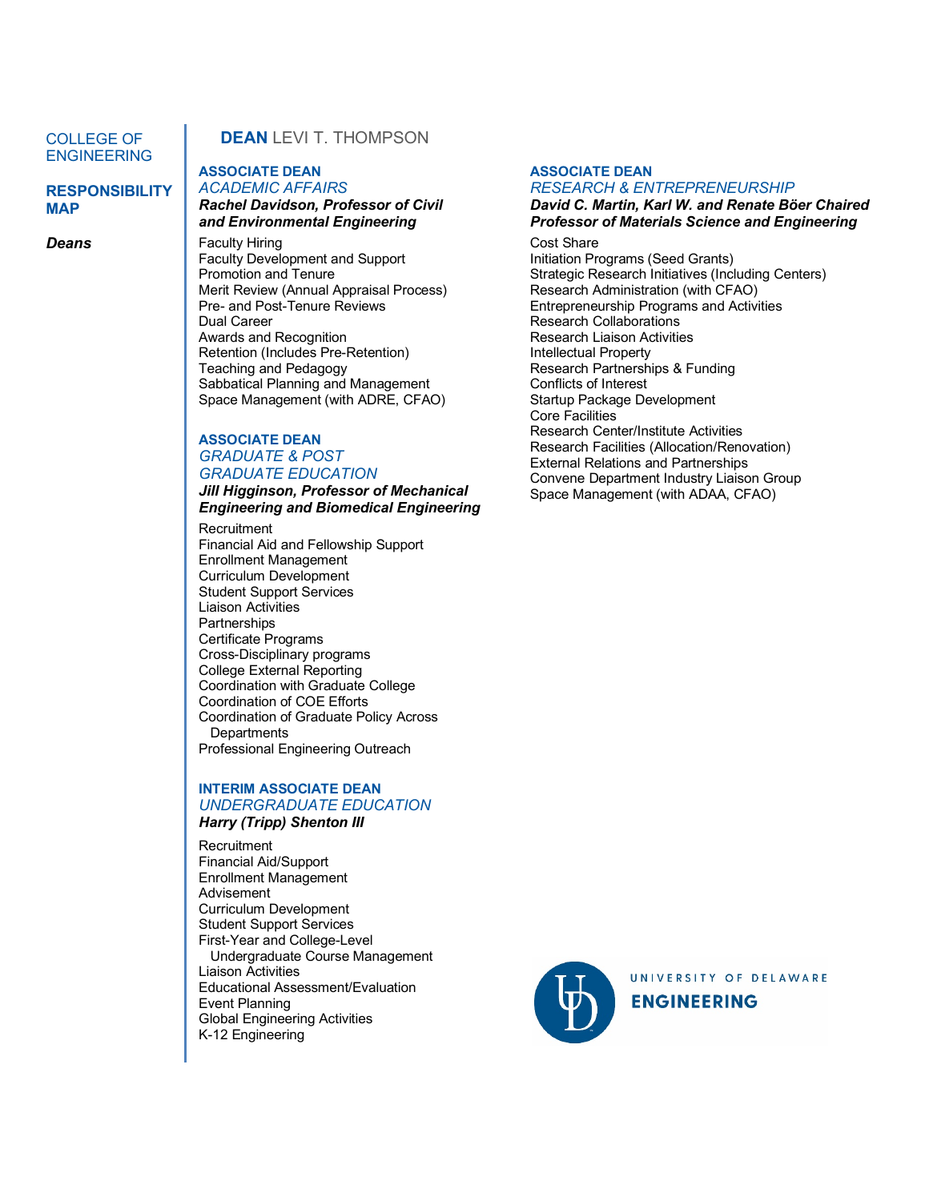COLLEGE OF ENGINEERING

**RESPONSIBILITY MAP**

***Deans***

# **DEAN** LEVI T. THOMPSON

## ASSOCIATE DEAN
### *ACADEMIC AFFAIRS*
***Rachel Davidson, Professor of Civil and Environmental Engineering***

- Faculty Hiring
- Faculty Development and Support
- Promotion and Tenure
- Merit Review (Annual Appraisal Process)
- Pre- and Post-Tenure Reviews
- Dual Career
- Awards and Recognition
- Retention (Includes Pre-Retention)
- Teaching and Pedagogy
- Sabbatical Planning and Management
- Space Management (with ADRE, CFAO)

## ASSOCIATE DEAN
### *GRADUATE & POST GRADUATE EDUCATION*
***Jill Higginson, Professor of Mechanical Engineering and Biomedical Engineering***

- Recruitment
- Financial Aid and Fellowship Support
- Enrollment Management
- Curriculum Development
- Student Support Services
- Liaison Activities
- Partnerships
- Certificate Programs
- Cross-Disciplinary programs
- College External Reporting
- Coordination with Graduate College
- Coordination of COE Efforts
- Coordination of Graduate Policy Across Departments
- Professional Engineering Outreach

## INTERIM ASSOCIATE DEAN
### *UNDERGRADUATE EDUCATION*
***Harry (Tripp) Shenton III***

- Recruitment
- Financial Aid/Support
- Enrollment Management
- Advisement
- Curriculum Development
- Student Support Services
- First-Year and College-Level Undergraduate Course Management
- Liaison Activities
- Educational Assessment/Evaluation
- Event Planning
- Global Engineering Activities
- K-12 Engineering

## ASSOCIATE DEAN
### *RESEARCH & ENTREPRENEURSHIP*
***David C. Martin, Karl W. and Renate Böer Chaired Professor of Materials Science and Engineering***

- Cost Share
- Initiation Programs (Seed Grants)
- Strategic Research Initiatives (Including Centers)
- Research Administration (with CFAO)
- Entrepreneurship Programs and Activities
- Research Collaborations
- Research Liaison Activities
- Intellectual Property
- Research Partnerships & Funding
- Conflicts of Interest
- Startup Package Development
- Core Facilities
- Research Center/Institute Activities
- Research Facilities (Allocation/Renovation)
- External Relations and Partnerships
- Convene Department Industry Liaison Group
- Space Management (with ADAA, CFAO)

UNIVERSITY OF DELAWARE
ENGINEERING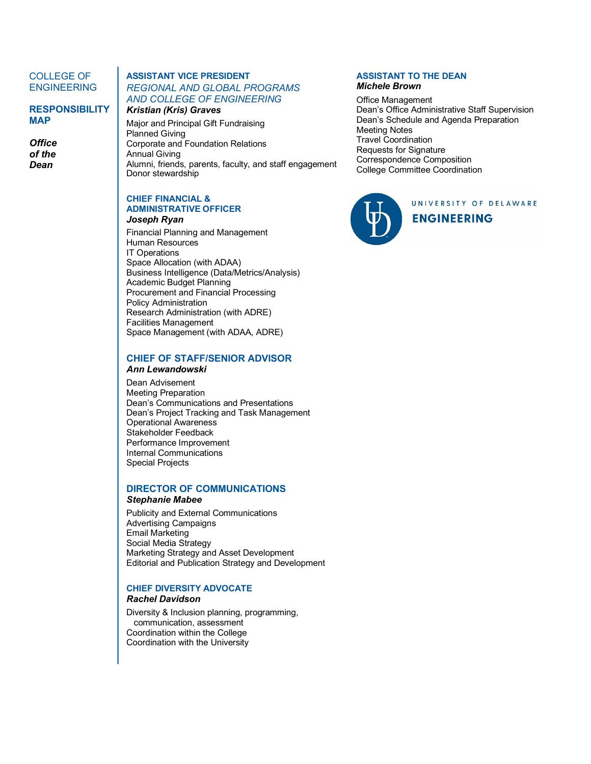COLLEGE OF ENGINEERING

**RESPONSIBILITY MAP**

***Office of the Dean***

### ASSISTANT VICE PRESIDENT

*REGIONAL AND GLOBAL PROGRAMS AND COLLEGE OF ENGINEERING*

***Kristian (Kris) Graves***

Major and Principal Gift Fundraising
Planned Giving
Corporate and Foundation Relations
Annual Giving
Alumni, friends, parents, faculty, and staff engagement
Donor stewardship

### CHIEF FINANCIAL & ADMINISTRATIVE OFFICER

***Joseph Ryan***

Financial Planning and Management
Human Resources
IT Operations
Space Allocation (with ADAA)
Business Intelligence (Data/Metrics/Analysis)
Academic Budget Planning
Procurement and Financial Processing
Policy Administration
Research Administration (with ADRE)
Facilities Management
Space Management (with ADAA, ADRE)

### CHIEF OF STAFF/SENIOR ADVISOR

***Ann Lewandowski***

Dean Advisement
Meeting Preparation
Dean's Communications and Presentations
Dean's Project Tracking and Task Management
Operational Awareness
Stakeholder Feedback
Performance Improvement
Internal Communications
Special Projects

### DIRECTOR OF COMMUNICATIONS

***Stephanie Mabee***

Publicity and External Communications
Advertising Campaigns
Email Marketing
Social Media Strategy
Marketing Strategy and Asset Development
Editorial and Publication Strategy and Development

### CHIEF DIVERSITY ADVOCATE

***Rachel Davidson***

Diversity & Inclusion planning, programming, communication, assessment
Coordination within the College
Coordination with the University

### ASSISTANT TO THE DEAN

***Michele Brown***

Office Management
Dean's Office Administrative Staff Supervision
Dean's Schedule and Agenda Preparation
Meeting Notes
Travel Coordination
Requests for Signature
Correspondence Composition
College Committee Coordination

UNIVERSITY OF DELAWARE
ENGINEERING